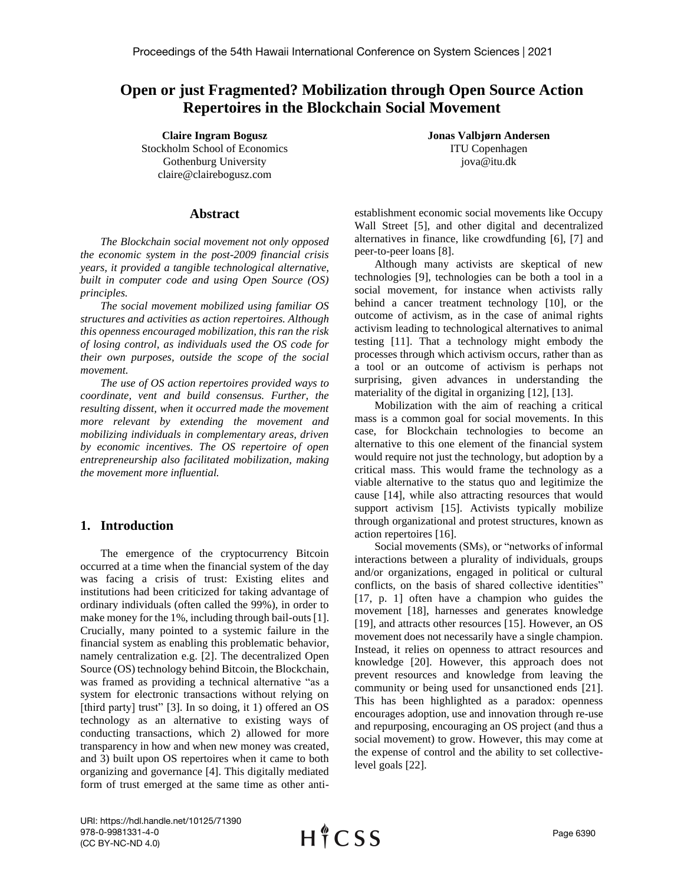# Open or just Fragmented? Mobilization through Open Source Action Repertoires in the Blockchain Social Movement

**Claire Ingram Bogusz**
Stockholm School of Economics
Gothenburg University
claire@clairebogusz.com

**Jonas Valbjørn Andersen**
ITU Copenhagen
jova@itu.dk

## Abstract

*The Blockchain social movement not only opposed the economic system in the post-2009 financial crisis years, it provided a tangible technological alternative, built in computer code and using Open Source (OS) principles.*

*The social movement mobilized using familiar OS structures and activities as action repertoires. Although this openness encouraged mobilization, this ran the risk of losing control, as individuals used the OS code for their own purposes, outside the scope of the social movement.*

*The use of OS action repertoires provided ways to coordinate, vent and build consensus. Further, the resulting dissent, when it occurred made the movement more relevant by extending the movement and mobilizing individuals in complementary areas, driven by economic incentives. The OS repertoire of open entrepreneurship also facilitated mobilization, making the movement more influential.*

## 1. Introduction

The emergence of the cryptocurrency Bitcoin occurred at a time when the financial system of the day was facing a crisis of trust: Existing elites and institutions had been criticized for taking advantage of ordinary individuals (often called the 99%), in order to make money for the 1%, including through bail-outs [1]. Crucially, many pointed to a systemic failure in the financial system as enabling this problematic behavior, namely centralization e.g. [2]. The decentralized Open Source (OS) technology behind Bitcoin, the Blockchain, was framed as providing a technical alternative "as a system for electronic transactions without relying on [third party] trust" [3]. In so doing, it 1) offered an OS technology as an alternative to existing ways of conducting transactions, which 2) allowed for more transparency in how and when new money was created, and 3) built upon OS repertoires when it came to both organizing and governance [4]. This digitally mediated form of trust emerged at the same time as other anti-establishment economic social movements like Occupy Wall Street [5], and other digital and decentralized alternatives in finance, like crowdfunding [6], [7] and peer-to-peer loans [8].

Although many activists are skeptical of new technologies [9], technologies can be both a tool in a social movement, for instance when activists rally behind a cancer treatment technology [10], or the outcome of activism, as in the case of animal rights activism leading to technological alternatives to animal testing [11]. That a technology might embody the processes through which activism occurs, rather than as a tool or an outcome of activism is perhaps not surprising, given advances in understanding the materiality of the digital in organizing [12], [13].

Mobilization with the aim of reaching a critical mass is a common goal for social movements. In this case, for Blockchain technologies to become an alternative to this one element of the financial system would require not just the technology, but adoption by a critical mass. This would frame the technology as a viable alternative to the status quo and legitimize the cause [14], while also attracting resources that would support activism [15]. Activists typically mobilize through organizational and protest structures, known as action repertoires [16].

Social movements (SMs), or "networks of informal interactions between a plurality of individuals, groups and/or organizations, engaged in political or cultural conflicts, on the basis of shared collective identities" [17, p. 1] often have a champion who guides the movement [18], harnesses and generates knowledge [19], and attracts other resources [15]. However, an OS movement does not necessarily have a single champion. Instead, it relies on openness to attract resources and knowledge [20]. However, this approach does not prevent resources and knowledge from leaving the community or being used for unsanctioned ends [21]. This has been highlighted as a paradox: openness encourages adoption, use and innovation through re-use and repurposing, encouraging an OS project (and thus a social movement) to grow. However, this may come at the expense of control and the ability to set collective-level goals [22].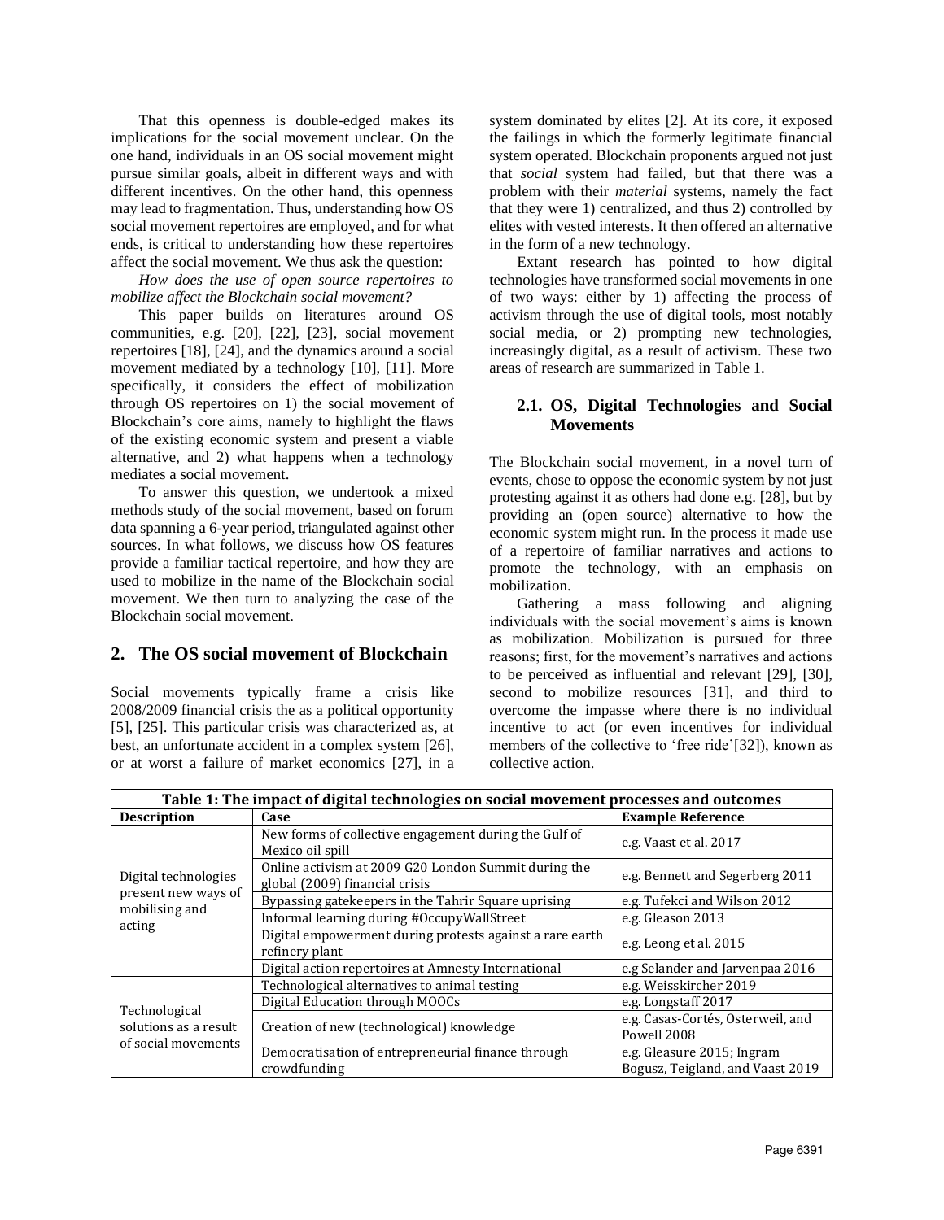That this openness is double-edged makes its implications for the social movement unclear. On the one hand, individuals in an OS social movement might pursue similar goals, albeit in different ways and with different incentives. On the other hand, this openness may lead to fragmentation. Thus, understanding how OS social movement repertoires are employed, and for what ends, is critical to understanding how these repertoires affect the social movement. We thus ask the question:

*How does the use of open source repertoires to mobilize affect the Blockchain social movement?*

This paper builds on literatures around OS communities, e.g. [20], [22], [23], social movement repertoires [18], [24], and the dynamics around a social movement mediated by a technology [10], [11]. More specifically, it considers the effect of mobilization through OS repertoires on 1) the social movement of Blockchain's core aims, namely to highlight the flaws of the existing economic system and present a viable alternative, and 2) what happens when a technology mediates a social movement.

To answer this question, we undertook a mixed methods study of the social movement, based on forum data spanning a 6-year period, triangulated against other sources. In what follows, we discuss how OS features provide a familiar tactical repertoire, and how they are used to mobilize in the name of the Blockchain social movement. We then turn to analyzing the case of the Blockchain social movement.

## 2. The OS social movement of Blockchain

Social movements typically frame a crisis like 2008/2009 financial crisis the as a political opportunity [5], [25]. This particular crisis was characterized as, at best, an unfortunate accident in a complex system [26], or at worst a failure of market economics [27], in a system dominated by elites [2]. At its core, it exposed the failings in which the formerly legitimate financial system operated. Blockchain proponents argued not just that *social* system had failed, but that there was a problem with their *material* systems, namely the fact that they were 1) centralized, and thus 2) controlled by elites with vested interests. It then offered an alternative in the form of a new technology.

Extant research has pointed to how digital technologies have transformed social movements in one of two ways: either by 1) affecting the process of activism through the use of digital tools, most notably social media, or 2) prompting new technologies, increasingly digital, as a result of activism. These two areas of research are summarized in Table 1.

### 2.1. OS, Digital Technologies and Social Movements

The Blockchain social movement, in a novel turn of events, chose to oppose the economic system by not just protesting against it as others had done e.g. [28], but by providing an (open source) alternative to how the economic system might run. In the process it made use of a repertoire of familiar narratives and actions to promote the technology, with an emphasis on mobilization.

Gathering a mass following and aligning individuals with the social movement's aims is known as mobilization. Mobilization is pursued for three reasons; first, for the movement's narratives and actions to be perceived as influential and relevant [29], [30], second to mobilize resources [31], and third to overcome the impasse where there is no individual incentive to act (or even incentives for individual members of the collective to 'free ride'[32]), known as collective action.

**Table 1: The impact of digital technologies on social movement processes and outcomes**

| Description | Case | Example Reference |
|---|---|---|
| Digital technologies present new ways of mobilising and acting | New forms of collective engagement during the Gulf of Mexico oil spill | e.g. Vaast et al. 2017 |
| | Online activism at 2009 G20 London Summit during the global (2009) financial crisis | e.g. Bennett and Segerberg 2011 |
| | Bypassing gatekeepers in the Tahrir Square uprising | e.g. Tufekci and Wilson 2012 |
| | Informal learning during #OccupyWallStreet | e.g. Gleason 2013 |
| | Digital empowerment during protests against a rare earth refinery plant | e.g. Leong et al. 2015 |
| | Digital action repertoires at Amnesty International | e.g Selander and Jarvenpaa 2016 |
| Technological solutions as a result of social movements | Technological alternatives to animal testing | e.g. Weisskircher 2019 |
| | Digital Education through MOOCs | e.g. Longstaff 2017 |
| | Creation of new (technological) knowledge | e.g. Casas-Cortés, Osterweil, and Powell 2008 |
| | Democratisation of entrepreneurial finance through crowdfunding | e.g. Gleasure 2015; Ingram Bogusz, Teigland, and Vaast 2019 |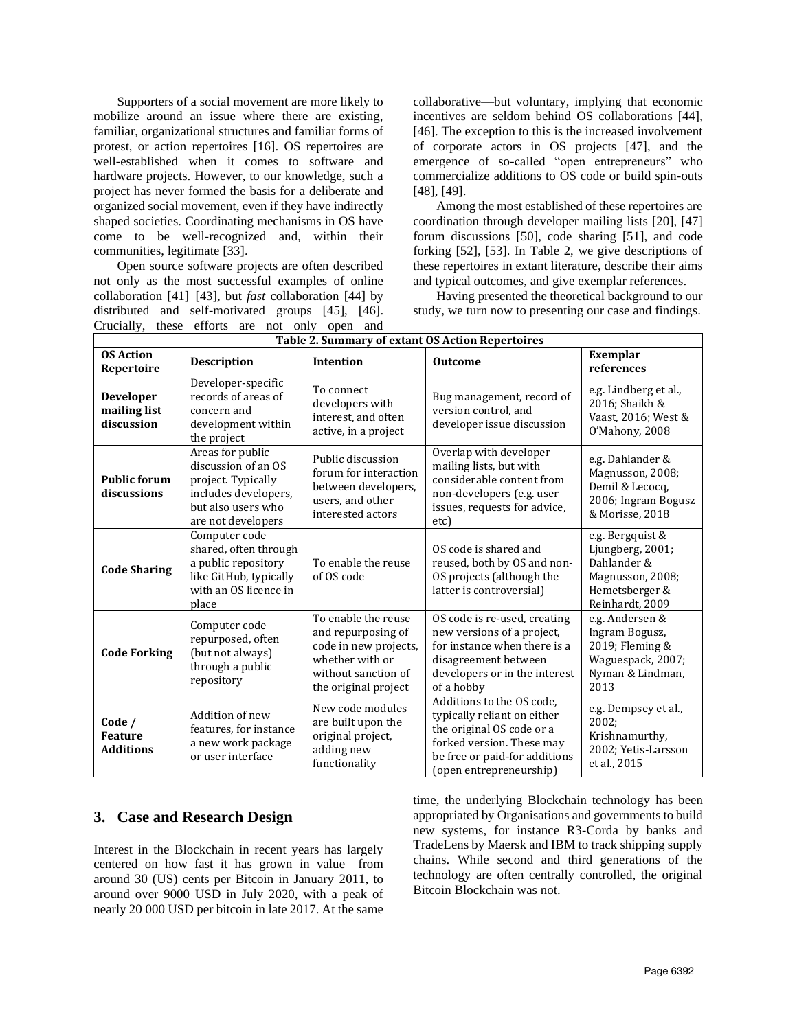Supporters of a social movement are more likely to mobilize around an issue where there are existing, familiar, organizational structures and familiar forms of protest, or action repertoires [16]. OS repertoires are well-established when it comes to software and hardware projects. However, to our knowledge, such a project has never formed the basis for a deliberate and organized social movement, even if they have indirectly shaped societies. Coordinating mechanisms in OS have come to be well-recognized and, within their communities, legitimate [33].

Open source software projects are often described not only as the most successful examples of online collaboration [41]–[43], but *fast* collaboration [44] by distributed and self-motivated groups [45], [46]. Crucially, these efforts are not only open and collaborative—but voluntary, implying that economic incentives are seldom behind OS collaborations [44], [46]. The exception to this is the increased involvement of corporate actors in OS projects [47], and the emergence of so-called "open entrepreneurs" who commercialize additions to OS code or build spin-outs [48], [49].

Among the most established of these repertoires are coordination through developer mailing lists [20], [47] forum discussions [50], code sharing [51], and code forking [52], [53]. In Table 2, we give descriptions of these repertoires in extant literature, describe their aims and typical outcomes, and give exemplar references.

Having presented the theoretical background to our study, we turn now to presenting our case and findings.

**Table 2. Summary of extant OS Action Repertoires**

| OS Action Repertoire | Description | Intention | Outcome | Exemplar references |
|---|---|---|---|---|
| **Developer mailing list discussion** | Developer-specific records of areas of concern and development within the project | To connect developers with interest, and often active, in a project | Bug management, record of version control, and developer issue discussion | e.g. Lindberg et al., 2016; Shaikh & Vaast, 2016; West & O'Mahony, 2008 |
| **Public forum discussions** | Areas for public discussion of an OS project. Typically includes developers, but also users who are not developers | Public discussion forum for interaction between developers, users, and other interested actors | Overlap with developer mailing lists, but with considerable content from non-developers (e.g. user issues, requests for advice, etc) | e.g. Dahlander & Magnusson, 2008; Demil & Lecocq, 2006; Ingram Bogusz & Morisse, 2018 |
| **Code Sharing** | Computer code shared, often through a public repository like GitHub, typically with an OS licence in place | To enable the reuse of OS code | OS code is shared and reused, both by OS and non-OS projects (although the latter is controversial) | e.g. Bergquist & Ljungberg, 2001; Dahlander & Magnusson, 2008; Hemetsberger & Reinhardt, 2009 |
| **Code Forking** | Computer code repurposed, often (but not always) through a public repository | To enable the reuse and repurposing of code in new projects, whether with or without sanction of the original project | OS code is re-used, creating new versions of a project, for instance when there is a disagreement between developers or in the interest of a hobby | e.g. Andersen & Ingram Bogusz, 2019; Fleming & Waguespack, 2007; Nyman & Lindman, 2013 |
| **Code / Feature Additions** | Addition of new features, for instance a new work package or user interface | New code modules are built upon the original project, adding new functionality | Additions to the OS code, typically reliant on either the original OS code or a forked version. These may be free or paid-for additions (open entrepreneurship) | e.g. Dempsey et al., 2002; Krishnamurthy, 2002; Yetis-Larsson et al., 2015 |

## 3. Case and Research Design

Interest in the Blockchain in recent years has largely centered on how fast it has grown in value—from around 30 (US) cents per Bitcoin in January 2011, to around over 9000 USD in July 2020, with a peak of nearly 20 000 USD per bitcoin in late 2017. At the same time, the underlying Blockchain technology has been appropriated by Organisations and governments to build new systems, for instance R3-Corda by banks and TradeLens by Maersk and IBM to track shipping supply chains. While second and third generations of the technology are often centrally controlled, the original Bitcoin Blockchain was not.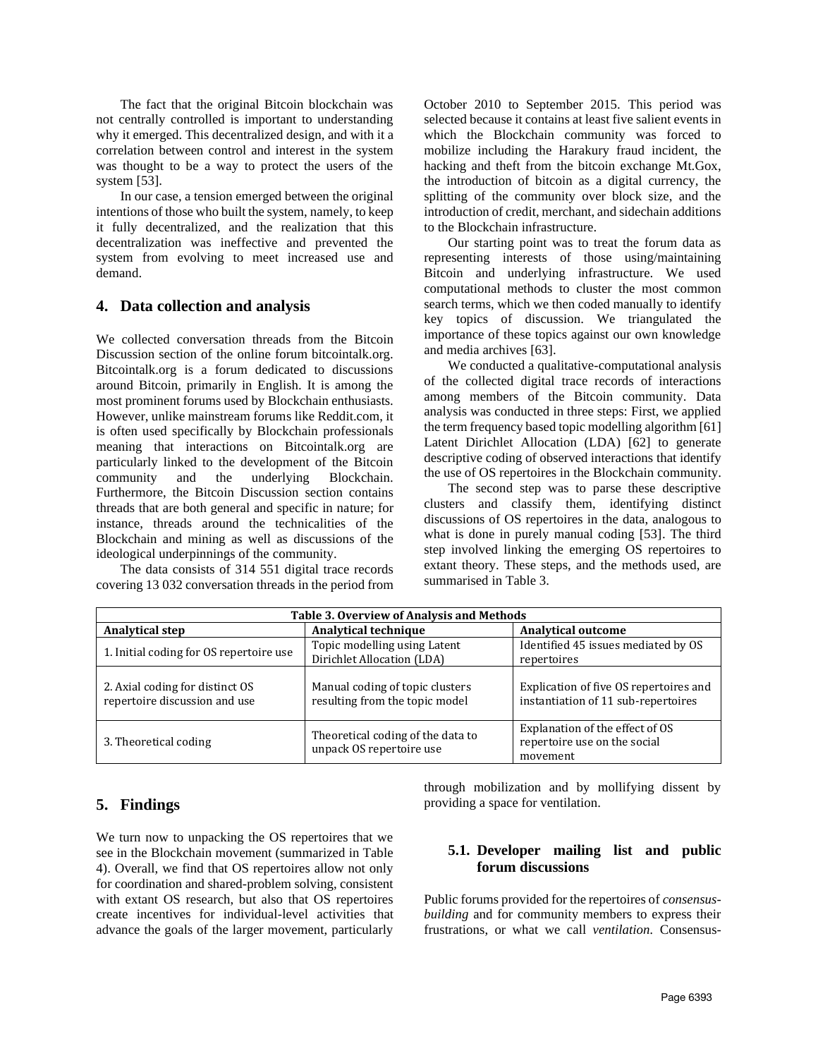The fact that the original Bitcoin blockchain was not centrally controlled is important to understanding why it emerged. This decentralized design, and with it a correlation between control and interest in the system was thought to be a way to protect the users of the system [53].

In our case, a tension emerged between the original intentions of those who built the system, namely, to keep it fully decentralized, and the realization that this decentralization was ineffective and prevented the system from evolving to meet increased use and demand.

## 4. Data collection and analysis

We collected conversation threads from the Bitcoin Discussion section of the online forum bitcointalk.org. Bitcointalk.org is a forum dedicated to discussions around Bitcoin, primarily in English. It is among the most prominent forums used by Blockchain enthusiasts. However, unlike mainstream forums like Reddit.com, it is often used specifically by Blockchain professionals meaning that interactions on Bitcointalk.org are particularly linked to the development of the Bitcoin community and the underlying Blockchain. Furthermore, the Bitcoin Discussion section contains threads that are both general and specific in nature; for instance, threads around the technicalities of the Blockchain and mining as well as discussions of the ideological underpinnings of the community.

The data consists of 314 551 digital trace records covering 13 032 conversation threads in the period from October 2010 to September 2015. This period was selected because it contains at least five salient events in which the Blockchain community was forced to mobilize including the Harakury fraud incident, the hacking and theft from the bitcoin exchange Mt.Gox, the introduction of bitcoin as a digital currency, the splitting of the community over block size, and the introduction of credit, merchant, and sidechain additions to the Blockchain infrastructure.

Our starting point was to treat the forum data as representing interests of those using/maintaining Bitcoin and underlying infrastructure. We used computational methods to cluster the most common search terms, which we then coded manually to identify key topics of discussion. We triangulated the importance of these topics against our own knowledge and media archives [63].

We conducted a qualitative-computational analysis of the collected digital trace records of interactions among members of the Bitcoin community. Data analysis was conducted in three steps: First, we applied the term frequency based topic modelling algorithm [61] Latent Dirichlet Allocation (LDA) [62] to generate descriptive coding of observed interactions that identify the use of OS repertoires in the Blockchain community.

The second step was to parse these descriptive clusters and classify them, identifying distinct discussions of OS repertoires in the data, analogous to what is done in purely manual coding [53]. The third step involved linking the emerging OS repertoires to extant theory. These steps, and the methods used, are summarised in Table 3.

**Table 3. Overview of Analysis and Methods**

| Analytical step | Analytical technique | Analytical outcome |
|---|---|---|
| 1. Initial coding for OS repertoire use | Topic modelling using Latent Dirichlet Allocation (LDA) | Identified 45 issues mediated by OS repertoires |
| 2. Axial coding for distinct OS repertoire discussion and use | Manual coding of topic clusters resulting from the topic model | Explication of five OS repertoires and instantiation of 11 sub-repertoires |
| 3. Theoretical coding | Theoretical coding of the data to unpack OS repertoire use | Explanation of the effect of OS repertoire use on the social movement |

## 5. Findings

We turn now to unpacking the OS repertoires that we see in the Blockchain movement (summarized in Table 4). Overall, we find that OS repertoires allow not only for coordination and shared-problem solving, consistent with extant OS research, but also that OS repertoires create incentives for individual-level activities that advance the goals of the larger movement, particularly through mobilization and by mollifying dissent by providing a space for ventilation.

### 5.1. Developer mailing list and public forum discussions

Public forums provided for the repertoires of *consensus-building* and for community members to express their frustrations, or what we call *ventilation*. Consensus-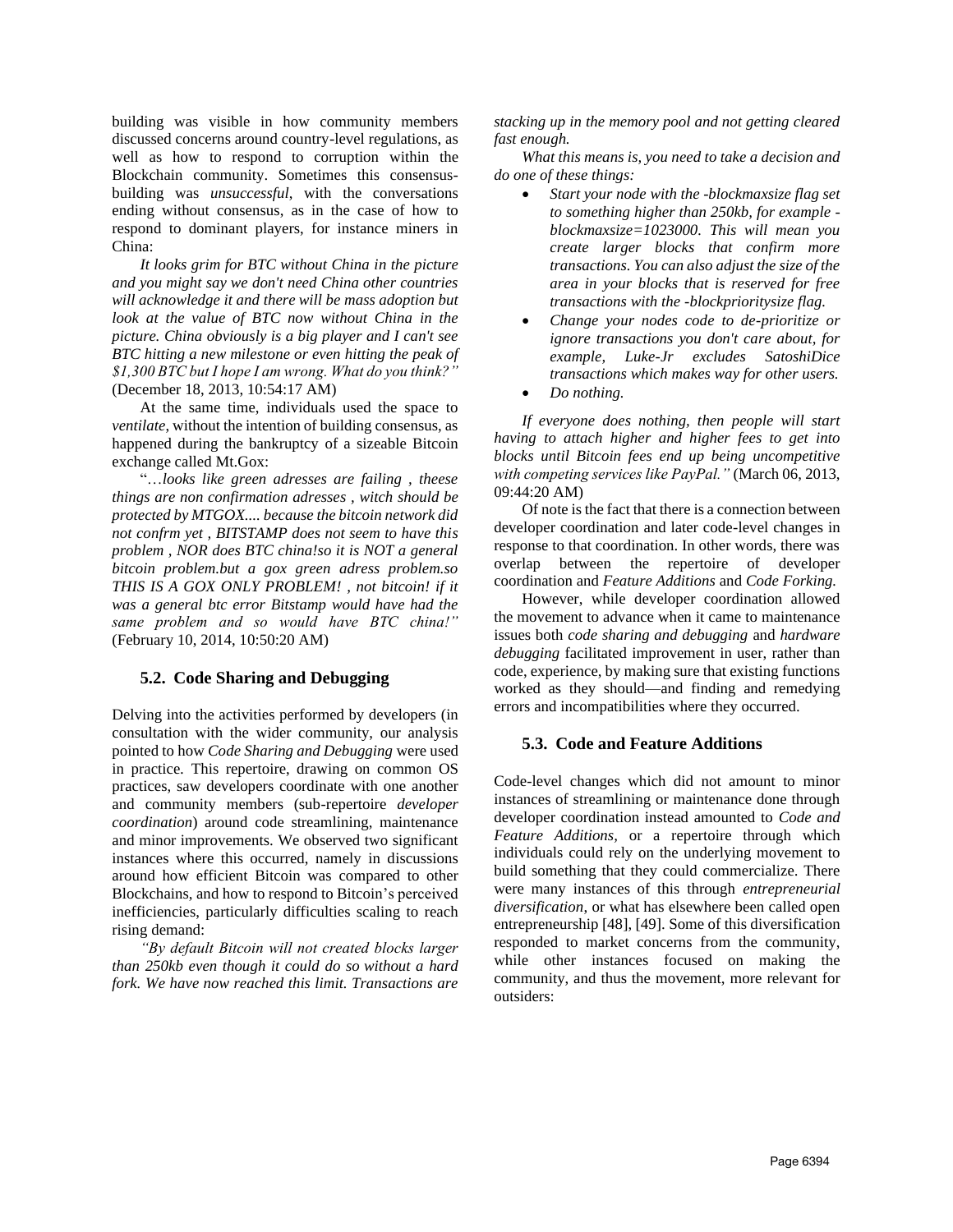building was visible in how community members discussed concerns around country-level regulations, as well as how to respond to corruption within the Blockchain community. Sometimes this consensus-building was *unsuccessful*, with the conversations ending without consensus, as in the case of how to respond to dominant players, for instance miners in China:

*It looks grim for BTC without China in the picture and you might say we don't need China other countries will acknowledge it and there will be mass adoption but look at the value of BTC now without China in the picture. China obviously is a big player and I can't see BTC hitting a new milestone or even hitting the peak of $1,300 BTC but I hope I am wrong. What do you think?"* (December 18, 2013, 10:54:17 AM)

At the same time, individuals used the space to *ventilate*, without the intention of building consensus, as happened during the bankruptcy of a sizeable Bitcoin exchange called Mt.Gox:

"*…looks like green adresses are failing , theese things are non confirmation adresses , witch should be protected by MTGOX.... because the bitcoin network did not confrm yet , BITSTAMP does not seem to have this problem , NOR does BTC china!so it is NOT a general bitcoin problem.but a gox green adress problem.so THIS IS A GOX ONLY PROBLEM! , not bitcoin! if it was a general btc error Bitstamp would have had the same problem and so would have BTC china!"* (February 10, 2014, 10:50:20 AM)

### 5.2. Code Sharing and Debugging

Delving into the activities performed by developers (in consultation with the wider community, our analysis pointed to how *Code Sharing and Debugging* were used in practice. This repertoire, drawing on common OS practices, saw developers coordinate with one another and community members (sub-repertoire *developer coordination*) around code streamlining, maintenance and minor improvements. We observed two significant instances where this occurred, namely in discussions around how efficient Bitcoin was compared to other Blockchains, and how to respond to Bitcoin's perceived inefficiencies, particularly difficulties scaling to reach rising demand:

*"By default Bitcoin will not created blocks larger than 250kb even though it could do so without a hard fork. We have now reached this limit. Transactions are stacking up in the memory pool and not getting cleared fast enough.*

*What this means is, you need to take a decision and do one of these things:*

- *Start your node with the -blockmaxsize flag set to something higher than 250kb, for example -blockmaxsize=1023000. This will mean you create larger blocks that confirm more transactions. You can also adjust the size of the area in your blocks that is reserved for free transactions with the -blockprioritysize flag.*
- *Change your nodes code to de-prioritize or ignore transactions you don't care about, for example, Luke-Jr excludes SatoshiDice transactions which makes way for other users.*
- *Do nothing.*

*If everyone does nothing, then people will start having to attach higher and higher fees to get into blocks until Bitcoin fees end up being uncompetitive with competing services like PayPal."* (March 06, 2013, 09:44:20 AM)

Of note is the fact that there is a connection between developer coordination and later code-level changes in response to that coordination. In other words, there was overlap between the repertoire of developer coordination and *Feature Additions* and *Code Forking.*

However, while developer coordination allowed the movement to advance when it came to maintenance issues both *code sharing and debugging* and *hardware debugging* facilitated improvement in user, rather than code, experience, by making sure that existing functions worked as they should—and finding and remedying errors and incompatibilities where they occurred.

### 5.3. Code and Feature Additions

Code-level changes which did not amount to minor instances of streamlining or maintenance done through developer coordination instead amounted to *Code and Feature Additions*, or a repertoire through which individuals could rely on the underlying movement to build something that they could commercialize. There were many instances of this through *entrepreneurial diversification*, or what has elsewhere been called open entrepreneurship [48], [49]. Some of this diversification responded to market concerns from the community, while other instances focused on making the community, and thus the movement, more relevant for outsiders: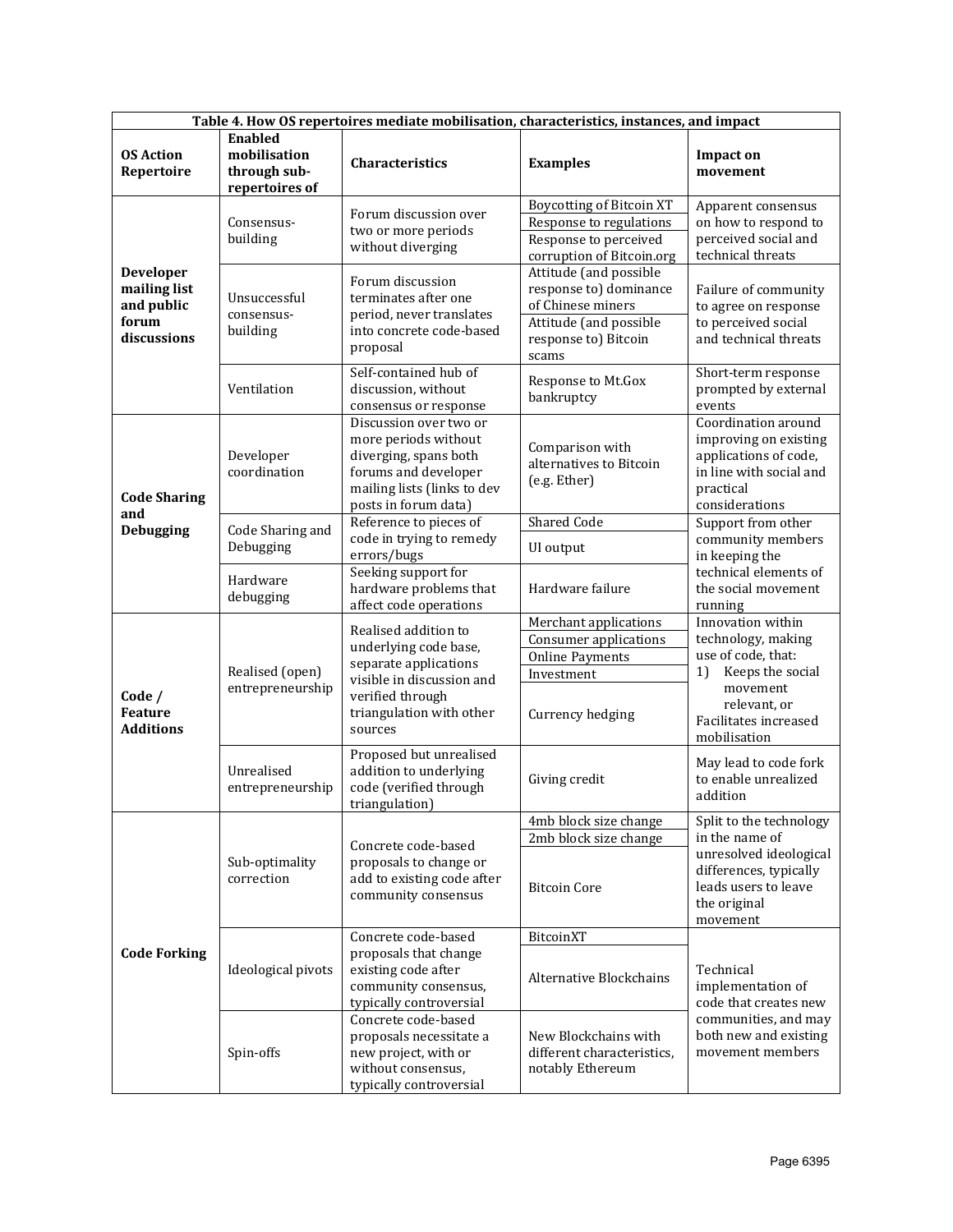**Table 4. How OS repertoires mediate mobilisation, characteristics, instances, and impact**

| OS Action Repertoire | Enabled mobilisation through sub-repertoires of | Characteristics | Examples | Impact on movement |
|---|---|---|---|---|
| Developer mailing list and public forum discussions | Consensus-building | Forum discussion over two or more periods without diverging | Boycotting of Bitcoin XT | Apparent consensus on how to respond to perceived social and technical threats |
| | | | Response to regulations | |
| | | | Response to perceived corruption of Bitcoin.org | |
| | Unsuccessful consensus-building | Forum discussion terminates after one period, never translates into concrete code-based proposal | Attitude (and possible response to) dominance of Chinese miners | Failure of community to agree on response to perceived social and technical threats |
| | | | Attitude (and possible response to) Bitcoin scams | |
| | Ventilation | Self-contained hub of discussion, without consensus or response | Response to Mt.Gox bankruptcy | Short-term response prompted by external events |
| Code Sharing and Debugging | Developer coordination | Discussion over two or more periods without diverging, spans both forums and developer mailing lists (links to dev posts in forum data) | Comparison with alternatives to Bitcoin (e.g. Ether) | Coordination around improving on existing applications of code, in line with social and practical considerations |
| | Code Sharing and Debugging | Reference to pieces of code in trying to remedy errors/bugs | Shared Code | Support from other community members in keeping the technical elements of the social movement running |
| | | | UI output | |
| | Hardware debugging | Seeking support for hardware problems that affect code operations | Hardware failure | |
| Code / Feature Additions | Realised (open) entrepreneurship | Realised addition to underlying code base, separate applications visible in discussion and verified through triangulation with other sources | Merchant applications | Innovation within technology, making use of code, that: 1) Keeps the social movement relevant, or Facilitates increased mobilisation |
| | | | Consumer applications | |
| | | | Online Payments | |
| | | | Investment | |
| | | | Currency hedging | |
| | Unrealised entrepreneurship | Proposed but unrealised addition to underlying code (verified through triangulation) | Giving credit | May lead to code fork to enable unrealized addition |
| Code Forking | Sub-optimality correction | Concrete code-based proposals to change or add to existing code after community consensus | 4mb block size change | Split to the technology in the name of unresolved ideological differences, typically leads users to leave the original movement |
| | | | 2mb block size change | |
| | | | Bitcoin Core | |
| | Ideological pivots | Concrete code-based proposals that change existing code after community consensus, typically controversial | BitcoinXT | Technical implementation of code that creates new communities, and may both new and existing movement members |
| | | | Alternative Blockchains | |
| | Spin-offs | Concrete code-based proposals necessitate a new project, with or without consensus, typically controversial | New Blockchains with different characteristics, notably Ethereum | |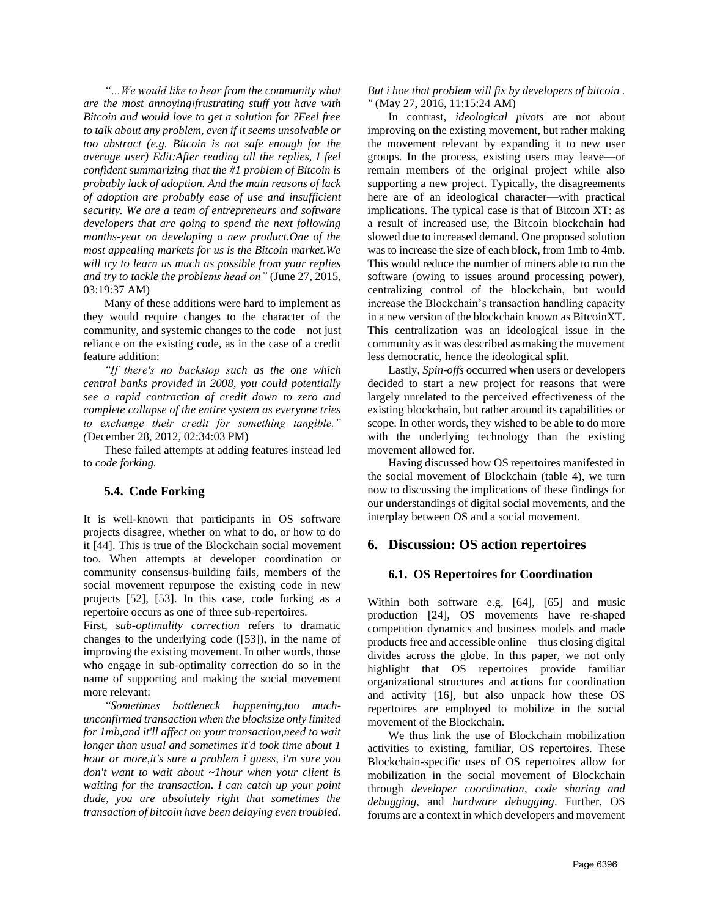*"…We would like to hear from the community what are the most annoying\frustrating stuff you have with Bitcoin and would love to get a solution for ?Feel free to talk about any problem, even if it seems unsolvable or too abstract (e.g. Bitcoin is not safe enough for the average user) Edit:After reading all the replies, I feel confident summarizing that the #1 problem of Bitcoin is probably lack of adoption. And the main reasons of lack of adoption are probably ease of use and insufficient security. We are a team of entrepreneurs and software developers that are going to spend the next following months-year on developing a new product.One of the most appealing markets for us is the Bitcoin market.We will try to learn us much as possible from your replies and try to tackle the problems head on"* (June 27, 2015, 03:19:37 AM)

Many of these additions were hard to implement as they would require changes to the character of the community, and systemic changes to the code—not just reliance on the existing code, as in the case of a credit feature addition:

*"If there's no backstop such as the one which central banks provided in 2008, you could potentially see a rapid contraction of credit down to zero and complete collapse of the entire system as everyone tries to exchange their credit for something tangible." (*December 28, 2012, 02:34:03 PM)

These failed attempts at adding features instead led to *code forking.*

### 5.4. Code Forking

It is well-known that participants in OS software projects disagree, whether on what to do, or how to do it [44]. This is true of the Blockchain social movement too. When attempts at developer coordination or community consensus-building fails, members of the social movement repurpose the existing code in new projects [52], [53]. In this case, code forking as a repertoire occurs as one of three sub-repertoires.

First, s*ub-optimality correction* refers to dramatic changes to the underlying code ([53]), in the name of improving the existing movement. In other words, those who engage in sub-optimality correction do so in the name of supporting and making the social movement more relevant:

*"Sometimes bottleneck happening,too much-unconfirmed transaction when the blocksize only limited for 1mb,and it'll affect on your transaction,need to wait longer than usual and sometimes it'd took time about 1 hour or more,it's sure a problem i guess, i'm sure you don't want to wait about ~1hour when your client is waiting for the transaction. I can catch up your point dude, you are absolutely right that sometimes the transaction of bitcoin have been delaying even troubled. But i hoe that problem will fix by developers of bitcoin . "* (May 27, 2016, 11:15:24 AM)

In contrast, *ideological pivots* are not about improving on the existing movement, but rather making the movement relevant by expanding it to new user groups. In the process, existing users may leave—or remain members of the original project while also supporting a new project. Typically, the disagreements here are of an ideological character—with practical implications. The typical case is that of Bitcoin XT: as a result of increased use, the Bitcoin blockchain had slowed due to increased demand. One proposed solution was to increase the size of each block, from 1mb to 4mb. This would reduce the number of miners able to run the software (owing to issues around processing power), centralizing control of the blockchain, but would increase the Blockchain's transaction handling capacity in a new version of the blockchain known as BitcoinXT. This centralization was an ideological issue in the community as it was described as making the movement less democratic, hence the ideological split.

Lastly, *Spin-offs* occurred when users or developers decided to start a new project for reasons that were largely unrelated to the perceived effectiveness of the existing blockchain, but rather around its capabilities or scope. In other words, they wished to be able to do more with the underlying technology than the existing movement allowed for.

Having discussed how OS repertoires manifested in the social movement of Blockchain (table 4), we turn now to discussing the implications of these findings for our understandings of digital social movements, and the interplay between OS and a social movement.

## 6. Discussion: OS action repertoires

### 6.1. OS Repertoires for Coordination

Within both software e.g. [64], [65] and music production [24], OS movements have re-shaped competition dynamics and business models and made products free and accessible online—thus closing digital divides across the globe. In this paper, we not only highlight that OS repertoires provide familiar organizational structures and actions for coordination and activity [16], but also unpack how these OS repertoires are employed to mobilize in the social movement of the Blockchain.

We thus link the use of Blockchain mobilization activities to existing, familiar, OS repertoires. These Blockchain-specific uses of OS repertoires allow for mobilization in the social movement of Blockchain through *developer coordination*, *code sharing and debugging*, and *hardware debugging*. Further, OS forums are a context in which developers and movement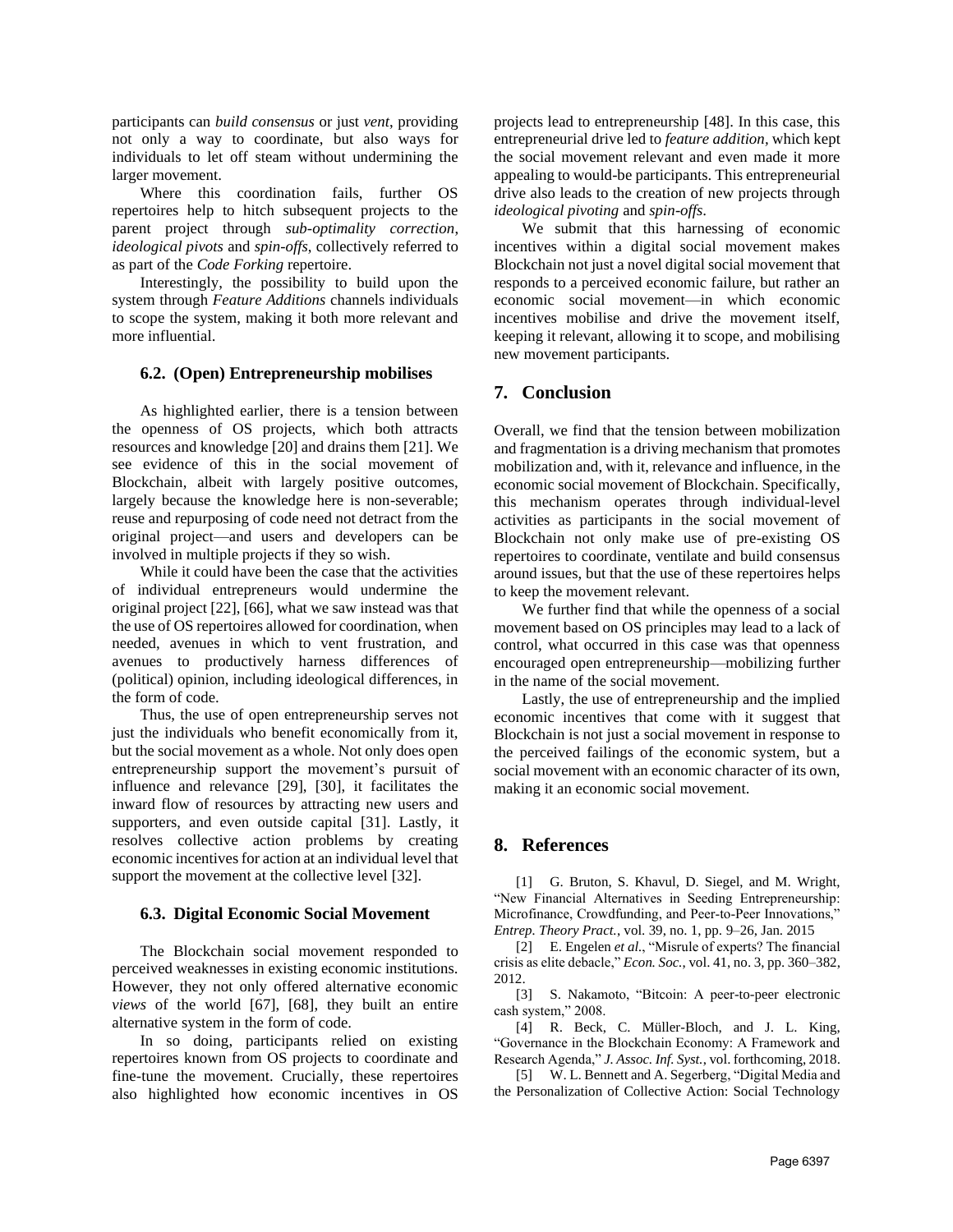participants can *build consensus* or just *vent*, providing not only a way to coordinate, but also ways for individuals to let off steam without undermining the larger movement.

Where this coordination fails, further OS repertoires help to hitch subsequent projects to the parent project through *sub-optimality correction*, *ideological pivots* and *spin-offs*, collectively referred to as part of the *Code Forking* repertoire.

Interestingly, the possibility to build upon the system through *Feature Additions* channels individuals to scope the system, making it both more relevant and more influential.

### 6.2. (Open) Entrepreneurship mobilises

As highlighted earlier, there is a tension between the openness of OS projects, which both attracts resources and knowledge [20] and drains them [21]. We see evidence of this in the social movement of Blockchain, albeit with largely positive outcomes, largely because the knowledge here is non-severable; reuse and repurposing of code need not detract from the original project—and users and developers can be involved in multiple projects if they so wish.

While it could have been the case that the activities of individual entrepreneurs would undermine the original project [22], [66], what we saw instead was that the use of OS repertoires allowed for coordination, when needed, avenues in which to vent frustration, and avenues to productively harness differences of (political) opinion, including ideological differences, in the form of code.

Thus, the use of open entrepreneurship serves not just the individuals who benefit economically from it, but the social movement as a whole. Not only does open entrepreneurship support the movement's pursuit of influence and relevance [29], [30], it facilitates the inward flow of resources by attracting new users and supporters, and even outside capital [31]. Lastly, it resolves collective action problems by creating economic incentives for action at an individual level that support the movement at the collective level [32].

### 6.3. Digital Economic Social Movement

The Blockchain social movement responded to perceived weaknesses in existing economic institutions. However, they not only offered alternative economic *views* of the world [67], [68], they built an entire alternative system in the form of code.

In so doing, participants relied on existing repertoires known from OS projects to coordinate and fine-tune the movement. Crucially, these repertoires also highlighted how economic incentives in OS projects lead to entrepreneurship [48]. In this case, this entrepreneurial drive led to *feature addition*, which kept the social movement relevant and even made it more appealing to would-be participants. This entrepreneurial drive also leads to the creation of new projects through *ideological pivoting* and *spin-offs*.

We submit that this harnessing of economic incentives within a digital social movement makes Blockchain not just a novel digital social movement that responds to a perceived economic failure, but rather an economic social movement—in which economic incentives mobilise and drive the movement itself, keeping it relevant, allowing it to scope, and mobilising new movement participants.

## 7. Conclusion

Overall, we find that the tension between mobilization and fragmentation is a driving mechanism that promotes mobilization and, with it, relevance and influence, in the economic social movement of Blockchain. Specifically, this mechanism operates through individual-level activities as participants in the social movement of Blockchain not only make use of pre-existing OS repertoires to coordinate, ventilate and build consensus around issues, but that the use of these repertoires helps to keep the movement relevant.

We further find that while the openness of a social movement based on OS principles may lead to a lack of control, what occurred in this case was that openness encouraged open entrepreneurship—mobilizing further in the name of the social movement.

Lastly, the use of entrepreneurship and the implied economic incentives that come with it suggest that Blockchain is not just a social movement in response to the perceived failings of the economic system, but a social movement with an economic character of its own, making it an economic social movement.

## 8. References

[1] G. Bruton, S. Khavul, D. Siegel, and M. Wright, "New Financial Alternatives in Seeding Entrepreneurship: Microfinance, Crowdfunding, and Peer-to-Peer Innovations," *Entrep. Theory Pract.*, vol. 39, no. 1, pp. 9–26, Jan. 2015

[2] E. Engelen *et al.*, "Misrule of experts? The financial crisis as elite debacle," *Econ. Soc.*, vol. 41, no. 3, pp. 360–382, 2012.

[3] S. Nakamoto, "Bitcoin: A peer-to-peer electronic cash system," 2008.

[4] R. Beck, C. Müller-Bloch, and J. L. King, "Governance in the Blockchain Economy: A Framework and Research Agenda," *J. Assoc. Inf. Syst.*, vol. forthcoming, 2018.

[5] W. L. Bennett and A. Segerberg, "Digital Media and the Personalization of Collective Action: Social Technology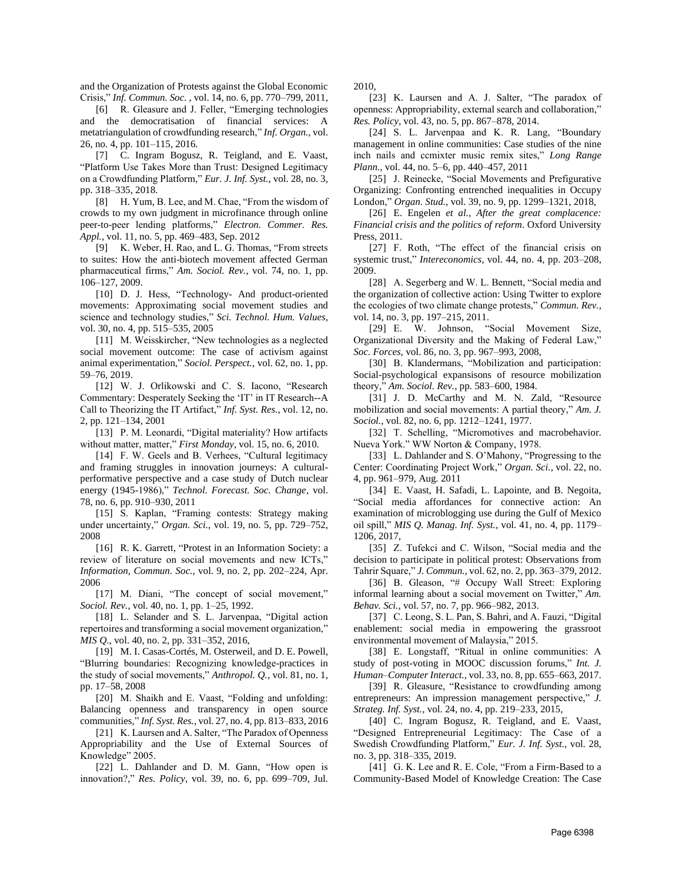and the Organization of Protests against the Global Economic Crisis," *Inf. Commun. Soc.* , vol. 14, no. 6, pp. 770–799, 2011,

[6] R. Gleasure and J. Feller, "Emerging technologies and the democratisation of financial services: A metatriangulation of crowdfunding research," *Inf. Organ.*, vol. 26, no. 4, pp. 101–115, 2016.

[7] C. Ingram Bogusz, R. Teigland, and E. Vaast, "Platform Use Takes More than Trust: Designed Legitimacy on a Crowdfunding Platform," *Eur. J. Inf. Syst.*, vol. 28, no. 3, pp. 318–335, 2018.

[8] H. Yum, B. Lee, and M. Chae, "From the wisdom of crowds to my own judgment in microfinance through online peer-to-peer lending platforms," *Electron. Commer. Res. Appl.*, vol. 11, no. 5, pp. 469–483, Sep. 2012

[9] K. Weber, H. Rao, and L. G. Thomas, "From streets to suites: How the anti-biotech movement affected German pharmaceutical firms," *Am. Sociol. Rev.*, vol. 74, no. 1, pp. 106–127, 2009.

[10] D. J. Hess, "Technology- And product-oriented movements: Approximating social movement studies and science and technology studies," *Sci. Technol. Hum. Values*, vol. 30, no. 4, pp. 515–535, 2005

[11] M. Weisskircher, "New technologies as a neglected social movement outcome: The case of activism against animal experimentation," *Sociol. Perspect.*, vol. 62, no. 1, pp. 59–76, 2019.

[12] W. J. Orlikowski and C. S. Iacono, "Research Commentary: Desperately Seeking the 'IT' in IT Research--A Call to Theorizing the IT Artifact," *Inf. Syst. Res.*, vol. 12, no. 2, pp. 121–134, 2001

[13] P. M. Leonardi, "Digital materiality? How artifacts without matter, matter," *First Monday*, vol. 15, no. 6, 2010.

[14] F. W. Geels and B. Verhees, "Cultural legitimacy and framing struggles in innovation journeys: A cultural-performative perspective and a case study of Dutch nuclear energy (1945-1986)," *Technol. Forecast. Soc. Change*, vol. 78, no. 6, pp. 910–930, 2011

[15] S. Kaplan, "Framing contests: Strategy making under uncertainty," *Organ. Sci.*, vol. 19, no. 5, pp. 729–752, 2008

[16] R. K. Garrett, "Protest in an Information Society: a review of literature on social movements and new ICTs," *Information, Commun. Soc.*, vol. 9, no. 2, pp. 202–224, Apr. 2006

[17] M. Diani, "The concept of social movement," *Sociol. Rev.*, vol. 40, no. 1, pp. 1–25, 1992.

[18] L. Selander and S. L. Jarvenpaa, "Digital action repertoires and transforming a social movement organization," *MIS Q.*, vol. 40, no. 2, pp. 331–352, 2016,

[19] M. I. Casas-Cortés, M. Osterweil, and D. E. Powell, "Blurring boundaries: Recognizing knowledge-practices in the study of social movements," *Anthropol. Q.*, vol. 81, no. 1, pp. 17–58, 2008

[20] M. Shaikh and E. Vaast, "Folding and unfolding: Balancing openness and transparency in open source communities," *Inf. Syst. Res.*, vol. 27, no. 4, pp. 813–833, 2016

[21] K. Laursen and A. Salter, "The Paradox of Openness Appropriability and the Use of External Sources of Knowledge" 2005.

[22] L. Dahlander and D. M. Gann, "How open is innovation?," *Res. Policy*, vol. 39, no. 6, pp. 699–709, Jul. 2010,

[23] K. Laursen and A. J. Salter, "The paradox of openness: Appropriability, external search and collaboration," *Res. Policy*, vol. 43, no. 5, pp. 867–878, 2014.

[24] S. L. Jarvenpaa and K. R. Lang, "Boundary management in online communities: Case studies of the nine inch nails and ccmixter music remix sites," *Long Range Plann.*, vol. 44, no. 5–6, pp. 440–457, 2011

[25] J. Reinecke, "Social Movements and Prefigurative Organizing: Confronting entrenched inequalities in Occupy London," *Organ. Stud.*, vol. 39, no. 9, pp. 1299–1321, 2018,

[26] E. Engelen *et al.*, *After the great complacence: Financial crisis and the politics of reform*. Oxford University Press, 2011.

[27] F. Roth, "The effect of the financial crisis on systemic trust," *Intereconomics*, vol. 44, no. 4, pp. 203–208, 2009.

[28] A. Segerberg and W. L. Bennett, "Social media and the organization of collective action: Using Twitter to explore the ecologies of two climate change protests," *Commun. Rev.*, vol. 14, no. 3, pp. 197–215, 2011.

[29] E. W. Johnson, "Social Movement Size, Organizational Diversity and the Making of Federal Law," *Soc. Forces*, vol. 86, no. 3, pp. 967–993, 2008,

[30] B. Klandermans, "Mobilization and participation: Social-psychological expansisons of resource mobilization theory," *Am. Sociol. Rev.*, pp. 583–600, 1984.

[31] J. D. McCarthy and M. N. Zald, "Resource mobilization and social movements: A partial theory," *Am. J. Sociol.*, vol. 82, no. 6, pp. 1212–1241, 1977.

[32] T. Schelling, "Micromotives and macrobehavior. Nueva York." WW Norton & Company, 1978.

[33] L. Dahlander and S. O'Mahony, "Progressing to the Center: Coordinating Project Work," *Organ. Sci.*, vol. 22, no. 4, pp. 961–979, Aug. 2011

[34] E. Vaast, H. Safadi, L. Lapointe, and B. Negoita, "Social media affordances for connective action: An examination of microblogging use during the Gulf of Mexico oil spill," *MIS Q. Manag. Inf. Syst.*, vol. 41, no. 4, pp. 1179–1206, 2017,

[35] Z. Tufekci and C. Wilson, "Social media and the decision to participate in political protest: Observations from Tahrir Square," *J. Commun.*, vol. 62, no. 2, pp. 363–379, 2012.

[36] B. Gleason, "# Occupy Wall Street: Exploring informal learning about a social movement on Twitter," *Am. Behav. Sci.*, vol. 57, no. 7, pp. 966–982, 2013.

[37] C. Leong, S. L. Pan, S. Bahri, and A. Fauzi, "Digital enablement: social media in empowering the grassroot environmental movement of Malaysia," 2015.

[38] E. Longstaff, "Ritual in online communities: A study of post-voting in MOOC discussion forums," *Int. J. Human–Computer Interact.*, vol. 33, no. 8, pp. 655–663, 2017.

[39] R. Gleasure, "Resistance to crowdfunding among entrepreneurs: An impression management perspective," *J. Strateg. Inf. Syst.*, vol. 24, no. 4, pp. 219–233, 2015,

[40] C. Ingram Bogusz, R. Teigland, and E. Vaast, "Designed Entrepreneurial Legitimacy: The Case of a Swedish Crowdfunding Platform," *Eur. J. Inf. Syst.*, vol. 28, no. 3, pp. 318–335, 2019.

[41] G. K. Lee and R. E. Cole, "From a Firm-Based to a Community-Based Model of Knowledge Creation: The Case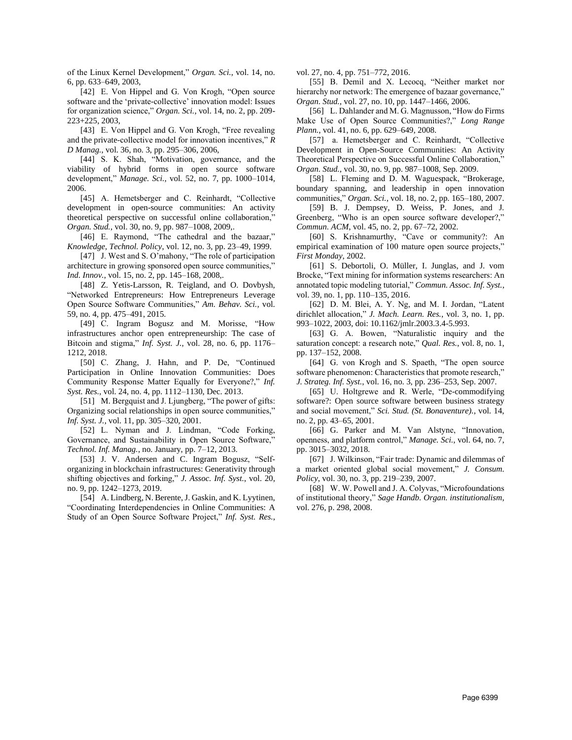of the Linux Kernel Development," *Organ. Sci.*, vol. 14, no. 6, pp. 633–649, 2003,

[42] E. Von Hippel and G. Von Krogh, "Open source software and the 'private-collective' innovation model: Issues for organization science," *Organ. Sci.*, vol. 14, no. 2, pp. 209-223+225, 2003,

[43] E. Von Hippel and G. Von Krogh, "Free revealing and the private-collective model for innovation incentives," *R D Manag.*, vol. 36, no. 3, pp. 295–306, 2006,

[44] S. K. Shah, "Motivation, governance, and the viability of hybrid forms in open source software development," *Manage. Sci.*, vol. 52, no. 7, pp. 1000–1014, 2006.

[45] A. Hemetsberger and C. Reinhardt, "Collective development in open-source communities: An activity theoretical perspective on successful online collaboration," *Organ. Stud.*, vol. 30, no. 9, pp. 987–1008, 2009,.

[46] E. Raymond, "The cathedral and the bazaar," *Knowledge, Technol. Policy*, vol. 12, no. 3, pp. 23–49, 1999.

[47] J. West and S. O'mahony, "The role of participation architecture in growing sponsored open source communities," *Ind. Innov.*, vol. 15, no. 2, pp. 145–168, 2008,.

[48] Z. Yetis-Larsson, R. Teigland, and O. Dovbysh, "Networked Entrepreneurs: How Entrepreneurs Leverage Open Source Software Communities," *Am. Behav. Sci.*, vol. 59, no. 4, pp. 475–491, 2015.

[49] C. Ingram Bogusz and M. Morisse, "How infrastructures anchor open entrepreneurship: The case of Bitcoin and stigma," *Inf. Syst. J.*, vol. 28, no. 6, pp. 1176–1212, 2018.

[50] C. Zhang, J. Hahn, and P. De, "Continued Participation in Online Innovation Communities: Does Community Response Matter Equally for Everyone?," *Inf. Syst. Res.*, vol. 24, no. 4, pp. 1112–1130, Dec. 2013.

[51] M. Bergquist and J. Ljungberg, "The power of gifts: Organizing social relationships in open source communities," *Inf. Syst. J.*, vol. 11, pp. 305–320, 2001.

[52] L. Nyman and J. Lindman, "Code Forking, Governance, and Sustainability in Open Source Software," *Technol. Inf. Manag.*, no. January, pp. 7–12, 2013.

[53] J. V. Andersen and C. Ingram Bogusz, "Self-organizing in blockchain infrastructures: Generativity through shifting objectives and forking," *J. Assoc. Inf. Syst.*, vol. 20, no. 9, pp. 1242–1273, 2019.

[54] A. Lindberg, N. Berente, J. Gaskin, and K. Lyytinen, "Coordinating Interdependencies in Online Communities: A Study of an Open Source Software Project," *Inf. Syst. Res.*, vol. 27, no. 4, pp. 751–772, 2016.

[55] B. Demil and X. Lecocq, "Neither market nor hierarchy nor network: The emergence of bazaar governance," *Organ. Stud.*, vol. 27, no. 10, pp. 1447–1466, 2006.

[56] L. Dahlander and M. G. Magnusson, "How do Firms Make Use of Open Source Communities?," *Long Range Plann.*, vol. 41, no. 6, pp. 629–649, 2008.

[57] a. Hemetsberger and C. Reinhardt, "Collective Development in Open-Source Communities: An Activity Theoretical Perspective on Successful Online Collaboration," *Organ. Stud.*, vol. 30, no. 9, pp. 987–1008, Sep. 2009.

[58] L. Fleming and D. M. Waguespack, "Brokerage, boundary spanning, and leadership in open innovation communities," *Organ. Sci.*, vol. 18, no. 2, pp. 165–180, 2007.

[59] B. J. Dempsey, D. Weiss, P. Jones, and J. Greenberg, "Who is an open source software developer?," *Commun. ACM*, vol. 45, no. 2, pp. 67–72, 2002.

[60] S. Krishnamurthy, "Cave or community?: An empirical examination of 100 mature open source projects," *First Monday*, 2002.

[61] S. Debortoli, O. Müller, I. Junglas, and J. vom Brocke, "Text mining for information systems researchers: An annotated topic modeling tutorial," *Commun. Assoc. Inf. Syst.*, vol. 39, no. 1, pp. 110–135, 2016.

[62] D. M. Blei, A. Y. Ng, and M. I. Jordan, "Latent dirichlet allocation," *J. Mach. Learn. Res.*, vol. 3, no. 1, pp. 993–1022, 2003, doi: 10.1162/jmlr.2003.3.4-5.993.

[63] G. A. Bowen, "Naturalistic inquiry and the saturation concept: a research note," *Qual. Res.*, vol. 8, no. 1, pp. 137–152, 2008.

[64] G. von Krogh and S. Spaeth, "The open source software phenomenon: Characteristics that promote research," *J. Strateg. Inf. Syst.*, vol. 16, no. 3, pp. 236–253, Sep. 2007.

[65] U. Holtgrewe and R. Werle, "De-commodifying software?: Open source software between business strategy and social movement," *Sci. Stud. (St. Bonaventure).*, vol. 14, no. 2, pp. 43–65, 2001.

[66] G. Parker and M. Van Alstyne, "Innovation, openness, and platform control," *Manage. Sci.*, vol. 64, no. 7, pp. 3015–3032, 2018.

[67] J. Wilkinson, "Fair trade: Dynamic and dilemmas of a market oriented global social movement," *J. Consum. Policy*, vol. 30, no. 3, pp. 219–239, 2007.

[68] W. W. Powell and J. A. Colyvas, "Microfoundations of institutional theory," *Sage Handb. Organ. institutionalism*, vol. 276, p. 298, 2008.